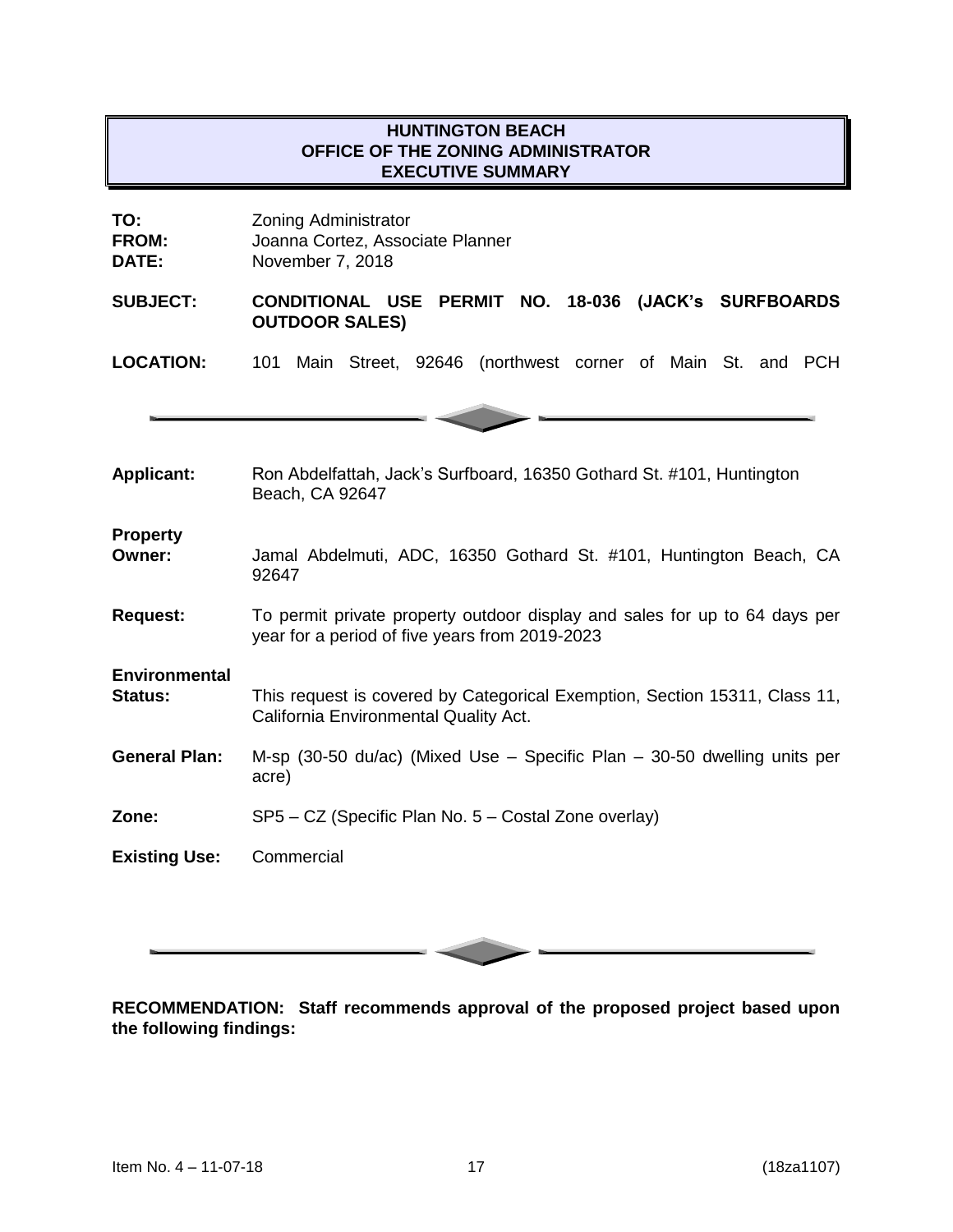# HUNTINGTON BEACH
## OFFICE OF THE ZONING ADMINISTRATOR
## EXECUTIVE SUMMARY

**TO:** Zoning Administrator
**FROM:** Joanna Cortez, Associate Planner
**DATE:** November 7, 2018

**SUBJECT:** **CONDITIONAL USE PERMIT NO. 18-036 (JACK's SURFBOARDS OUTDOOR SALES)**

**LOCATION:** 101 Main Street, 92646 (northwest corner of Main St. and PCH

---

**Applicant:** Ron Abdelfattah, Jack's Surfboard, 16350 Gothard St. #101, Huntington Beach, CA 92647

**Property Owner:** Jamal Abdelmuti, ADC, 16350 Gothard St. #101, Huntington Beach, CA 92647

**Request:** To permit private property outdoor display and sales for up to 64 days per year for a period of five years from 2019-2023

**Environmental Status:** This request is covered by Categorical Exemption, Section 15311, Class 11, California Environmental Quality Act.

**General Plan:** M-sp (30-50 du/ac) (Mixed Use – Specific Plan – 30-50 dwelling units per acre)

**Zone:** SP5 – CZ (Specific Plan No. 5 – Costal Zone overlay)

**Existing Use:** Commercial

---

**RECOMMENDATION: Staff recommends approval of the proposed project based upon the following findings:**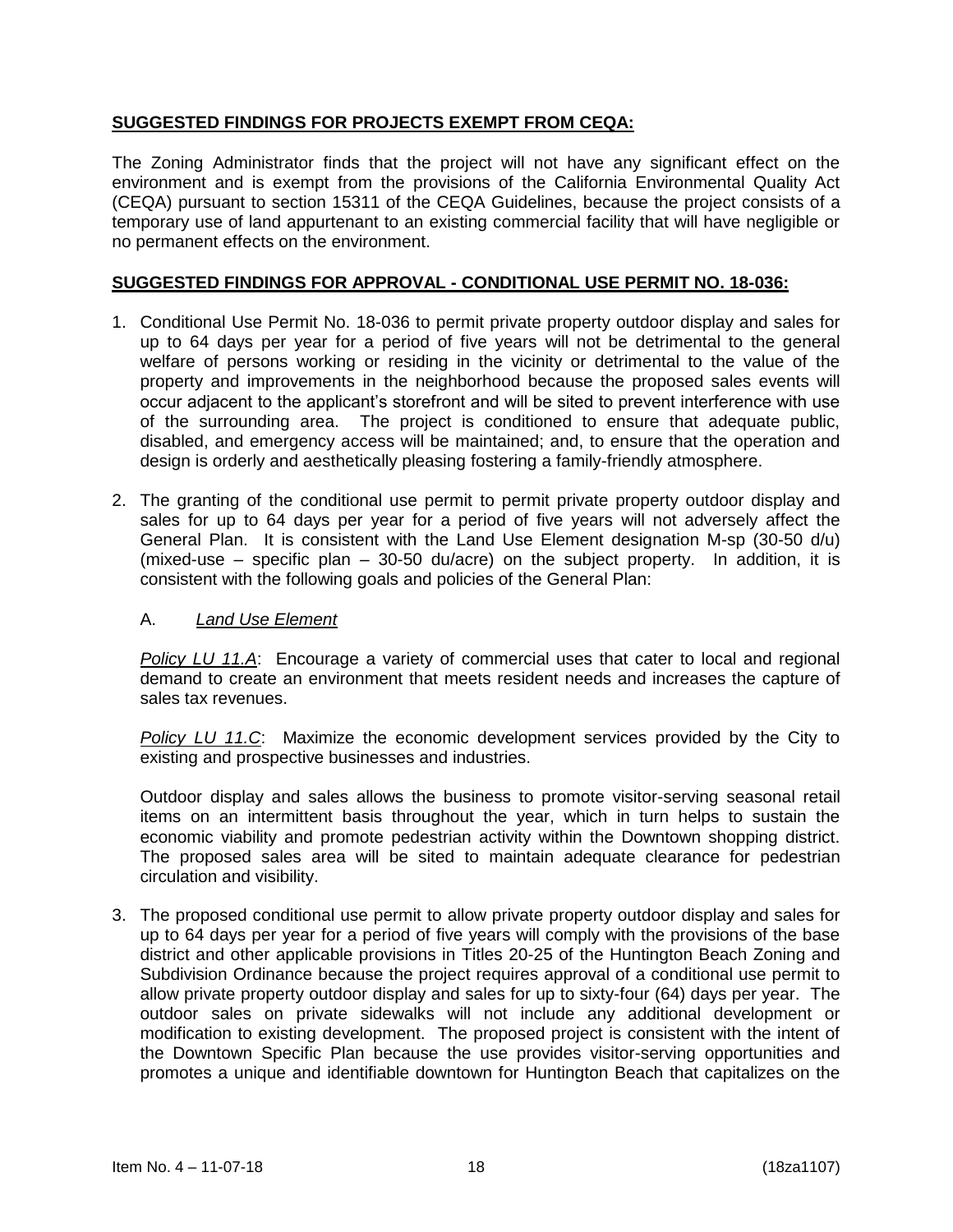**SUGGESTED FINDINGS FOR PROJECTS EXEMPT FROM CEQA:**

The Zoning Administrator finds that the project will not have any significant effect on the environment and is exempt from the provisions of the California Environmental Quality Act (CEQA) pursuant to section 15311 of the CEQA Guidelines, because the project consists of a temporary use of land appurtenant to an existing commercial facility that will have negligible or no permanent effects on the environment.

**SUGGESTED FINDINGS FOR APPROVAL - CONDITIONAL USE PERMIT NO. 18-036:**

1. Conditional Use Permit No. 18-036 to permit private property outdoor display and sales for up to 64 days per year for a period of five years will not be detrimental to the general welfare of persons working or residing in the vicinity or detrimental to the value of the property and improvements in the neighborhood because the proposed sales events will occur adjacent to the applicant's storefront and will be sited to prevent interference with use of the surrounding area. The project is conditioned to ensure that adequate public, disabled, and emergency access will be maintained; and, to ensure that the operation and design is orderly and aesthetically pleasing fostering a family-friendly atmosphere.

2. The granting of the conditional use permit to permit private property outdoor display and sales for up to 64 days per year for a period of five years will not adversely affect the General Plan. It is consistent with the Land Use Element designation M-sp (30-50 d/u) (mixed-use – specific plan – 30-50 du/acre) on the subject property. In addition, it is consistent with the following goals and policies of the General Plan:

   A. *Land Use Element*

   *Policy LU 11.A*: Encourage a variety of commercial uses that cater to local and regional demand to create an environment that meets resident needs and increases the capture of sales tax revenues.

   *Policy LU 11.C*: Maximize the economic development services provided by the City to existing and prospective businesses and industries.

   Outdoor display and sales allows the business to promote visitor-serving seasonal retail items on an intermittent basis throughout the year, which in turn helps to sustain the economic viability and promote pedestrian activity within the Downtown shopping district. The proposed sales area will be sited to maintain adequate clearance for pedestrian circulation and visibility.

3. The proposed conditional use permit to allow private property outdoor display and sales for up to 64 days per year for a period of five years will comply with the provisions of the base district and other applicable provisions in Titles 20-25 of the Huntington Beach Zoning and Subdivision Ordinance because the project requires approval of a conditional use permit to allow private property outdoor display and sales for up to sixty-four (64) days per year. The outdoor sales on private sidewalks will not include any additional development or modification to existing development. The proposed project is consistent with the intent of the Downtown Specific Plan because the use provides visitor-serving opportunities and promotes a unique and identifiable downtown for Huntington Beach that capitalizes on the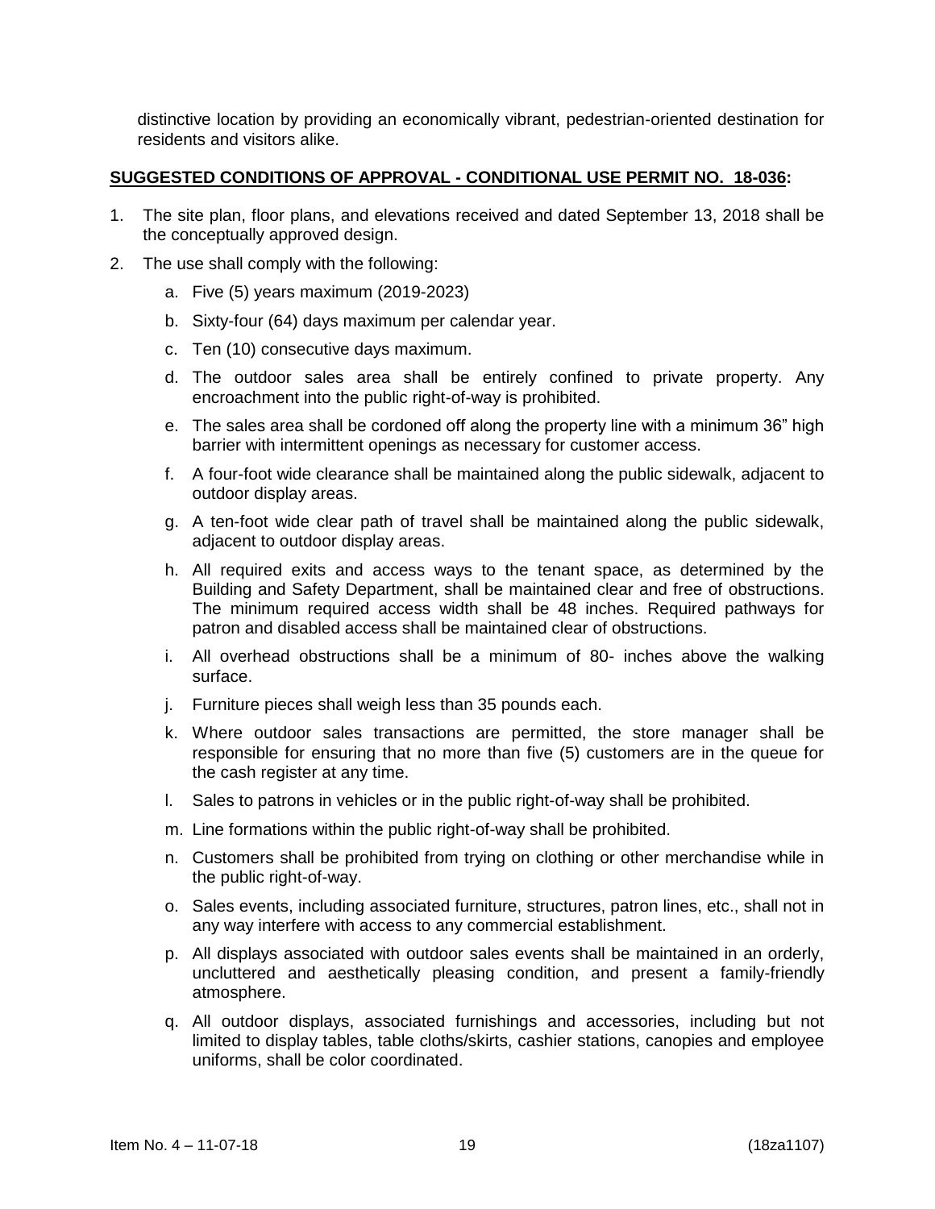distinctive location by providing an economically vibrant, pedestrian-oriented destination for residents and visitors alike.

**SUGGESTED CONDITIONS OF APPROVAL - CONDITIONAL USE PERMIT NO. 18-036:**

1. The site plan, floor plans, and elevations received and dated September 13, 2018 shall be the conceptually approved design.
2. The use shall comply with the following:
   a. Five (5) years maximum (2019-2023)
   b. Sixty-four (64) days maximum per calendar year.
   c. Ten (10) consecutive days maximum.
   d. The outdoor sales area shall be entirely confined to private property. Any encroachment into the public right-of-way is prohibited.
   e. The sales area shall be cordoned off along the property line with a minimum 36" high barrier with intermittent openings as necessary for customer access.
   f. A four-foot wide clearance shall be maintained along the public sidewalk, adjacent to outdoor display areas.
   g. A ten-foot wide clear path of travel shall be maintained along the public sidewalk, adjacent to outdoor display areas.
   h. All required exits and access ways to the tenant space, as determined by the Building and Safety Department, shall be maintained clear and free of obstructions. The minimum required access width shall be 48 inches. Required pathways for patron and disabled access shall be maintained clear of obstructions.
   i. All overhead obstructions shall be a minimum of 80- inches above the walking surface.
   j. Furniture pieces shall weigh less than 35 pounds each.
   k. Where outdoor sales transactions are permitted, the store manager shall be responsible for ensuring that no more than five (5) customers are in the queue for the cash register at any time.
   l. Sales to patrons in vehicles or in the public right-of-way shall be prohibited.
   m. Line formations within the public right-of-way shall be prohibited.
   n. Customers shall be prohibited from trying on clothing or other merchandise while in the public right-of-way.
   o. Sales events, including associated furniture, structures, patron lines, etc., shall not in any way interfere with access to any commercial establishment.
   p. All displays associated with outdoor sales events shall be maintained in an orderly, uncluttered and aesthetically pleasing condition, and present a family-friendly atmosphere.
   q. All outdoor displays, associated furnishings and accessories, including but not limited to display tables, table cloths/skirts, cashier stations, canopies and employee uniforms, shall be color coordinated.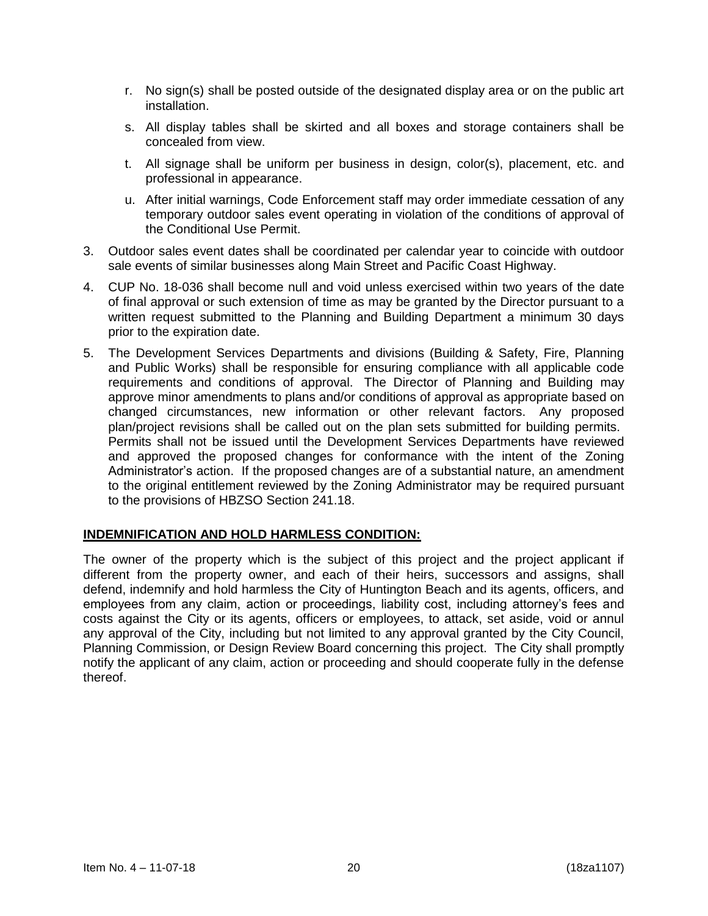r. No sign(s) shall be posted outside of the designated display area or on the public art installation.

s. All display tables shall be skirted and all boxes and storage containers shall be concealed from view.

t. All signage shall be uniform per business in design, color(s), placement, etc. and professional in appearance.

u. After initial warnings, Code Enforcement staff may order immediate cessation of any temporary outdoor sales event operating in violation of the conditions of approval of the Conditional Use Permit.

3. Outdoor sales event dates shall be coordinated per calendar year to coincide with outdoor sale events of similar businesses along Main Street and Pacific Coast Highway.

4. CUP No. 18-036 shall become null and void unless exercised within two years of the date of final approval or such extension of time as may be granted by the Director pursuant to a written request submitted to the Planning and Building Department a minimum 30 days prior to the expiration date.

5. The Development Services Departments and divisions (Building & Safety, Fire, Planning and Public Works) shall be responsible for ensuring compliance with all applicable code requirements and conditions of approval. The Director of Planning and Building may approve minor amendments to plans and/or conditions of approval as appropriate based on changed circumstances, new information or other relevant factors. Any proposed plan/project revisions shall be called out on the plan sets submitted for building permits. Permits shall not be issued until the Development Services Departments have reviewed and approved the proposed changes for conformance with the intent of the Zoning Administrator's action. If the proposed changes are of a substantial nature, an amendment to the original entitlement reviewed by the Zoning Administrator may be required pursuant to the provisions of HBZSO Section 241.18.

**INDEMNIFICATION AND HOLD HARMLESS CONDITION:**

The owner of the property which is the subject of this project and the project applicant if different from the property owner, and each of their heirs, successors and assigns, shall defend, indemnify and hold harmless the City of Huntington Beach and its agents, officers, and employees from any claim, action or proceedings, liability cost, including attorney's fees and costs against the City or its agents, officers or employees, to attack, set aside, void or annul any approval of the City, including but not limited to any approval granted by the City Council, Planning Commission, or Design Review Board concerning this project. The City shall promptly notify the applicant of any claim, action or proceeding and should cooperate fully in the defense thereof.